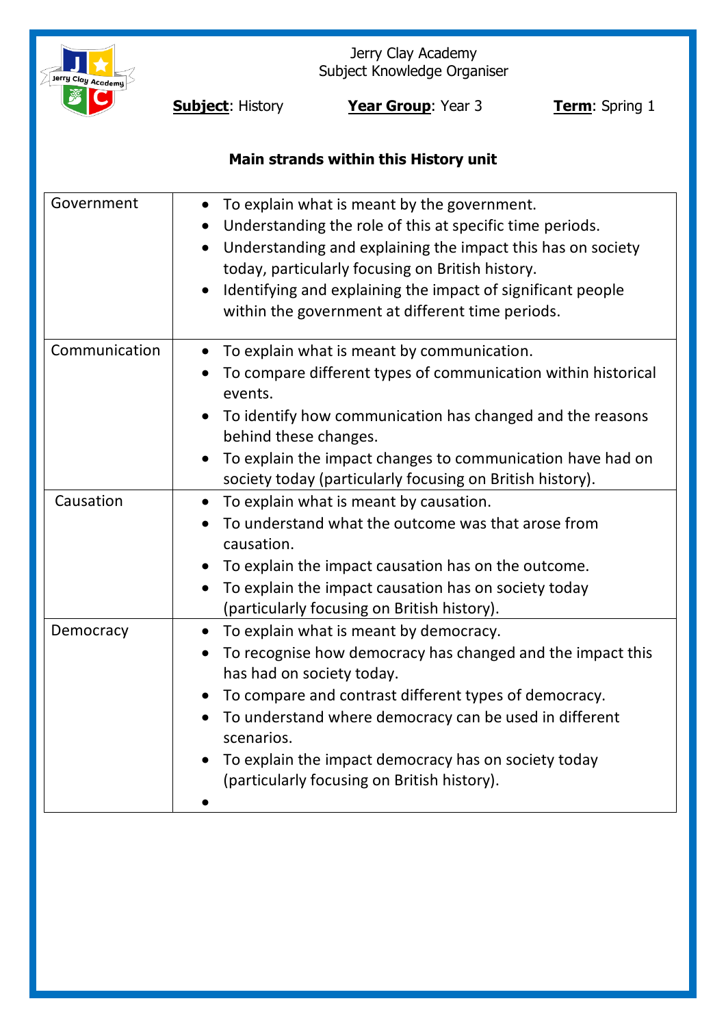Jerry Clay Academy
Subject Knowledge Organiser

**Subject**: History **Year Group**: Year 3 **Term**: Spring 1

**Main strands within this History unit**

| | |
|---|---|
| Government | • To explain what is meant by the government.<br>• Understanding the role of this at specific time periods.<br>• Understanding and explaining the impact this has on society today, particularly focusing on British history.<br>• Identifying and explaining the impact of significant people within the government at different time periods. |
| Communication | • To explain what is meant by communication.<br>• To compare different types of communication within historical events.<br>• To identify how communication has changed and the reasons behind these changes.<br>• To explain the impact changes to communication have had on society today (particularly focusing on British history). |
| Causation | • To explain what is meant by causation.<br>• To understand what the outcome was that arose from causation.<br>• To explain the impact causation has on the outcome.<br>• To explain the impact causation has on society today (particularly focusing on British history). |
| Democracy | • To explain what is meant by democracy.<br>• To recognise how democracy has changed and the impact this has had on society today.<br>• To compare and contrast different types of democracy.<br>• To understand where democracy can be used in different scenarios.<br>• To explain the impact democracy has on society today (particularly focusing on British history).<br>• |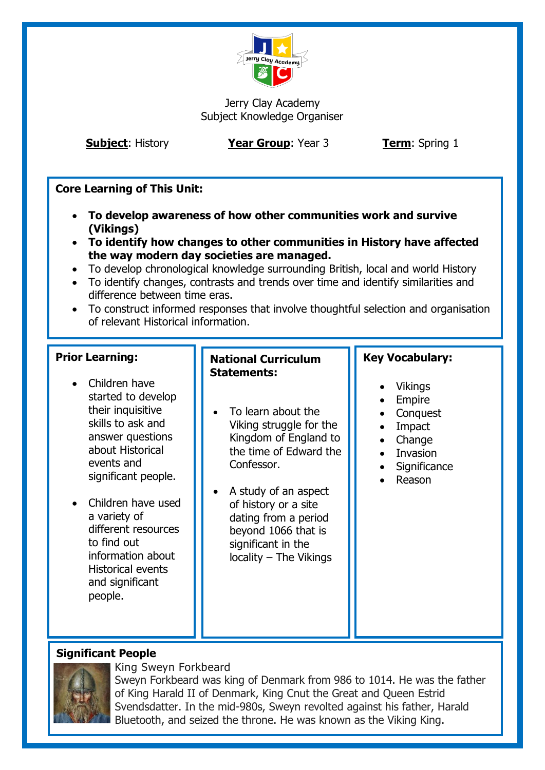Jerry Clay Academy
Subject Knowledge Organiser

**Subject**: History **Year Group**: Year 3 **Term**: Spring 1

## Core Learning of This Unit:

- **To develop awareness of how other communities work and survive (Vikings)**
- **To identify how changes to other communities in History have affected the way modern day societies are managed.**
- To develop chronological knowledge surrounding British, local and world History
- To identify changes, contrasts and trends over time and identify similarities and difference between time eras.
- To construct informed responses that involve thoughtful selection and organisation of relevant Historical information.

## Prior Learning:

- Children have started to develop their inquisitive skills to ask and answer questions about Historical events and significant people.
- Children have used a variety of different resources to find out information about Historical events and significant people.

## National Curriculum Statements:

- To learn about the Viking struggle for the Kingdom of England to the time of Edward the Confessor.
- A study of an aspect of history or a site dating from a period beyond 1066 that is significant in the locality – The Vikings

## Key Vocabulary:

- Vikings
- Empire
- Conquest
- Impact
- Change
- Invasion
- Significance
- Reason

## Significant People

King Sweyn Forkbeard

Sweyn Forkbeard was king of Denmark from 986 to 1014. He was the father of King Harald II of Denmark, King Cnut the Great and Queen Estrid Svendsdatter. In the mid-980s, Sweyn revolted against his father, Harald Bluetooth, and seized the throne. He was known as the Viking King.